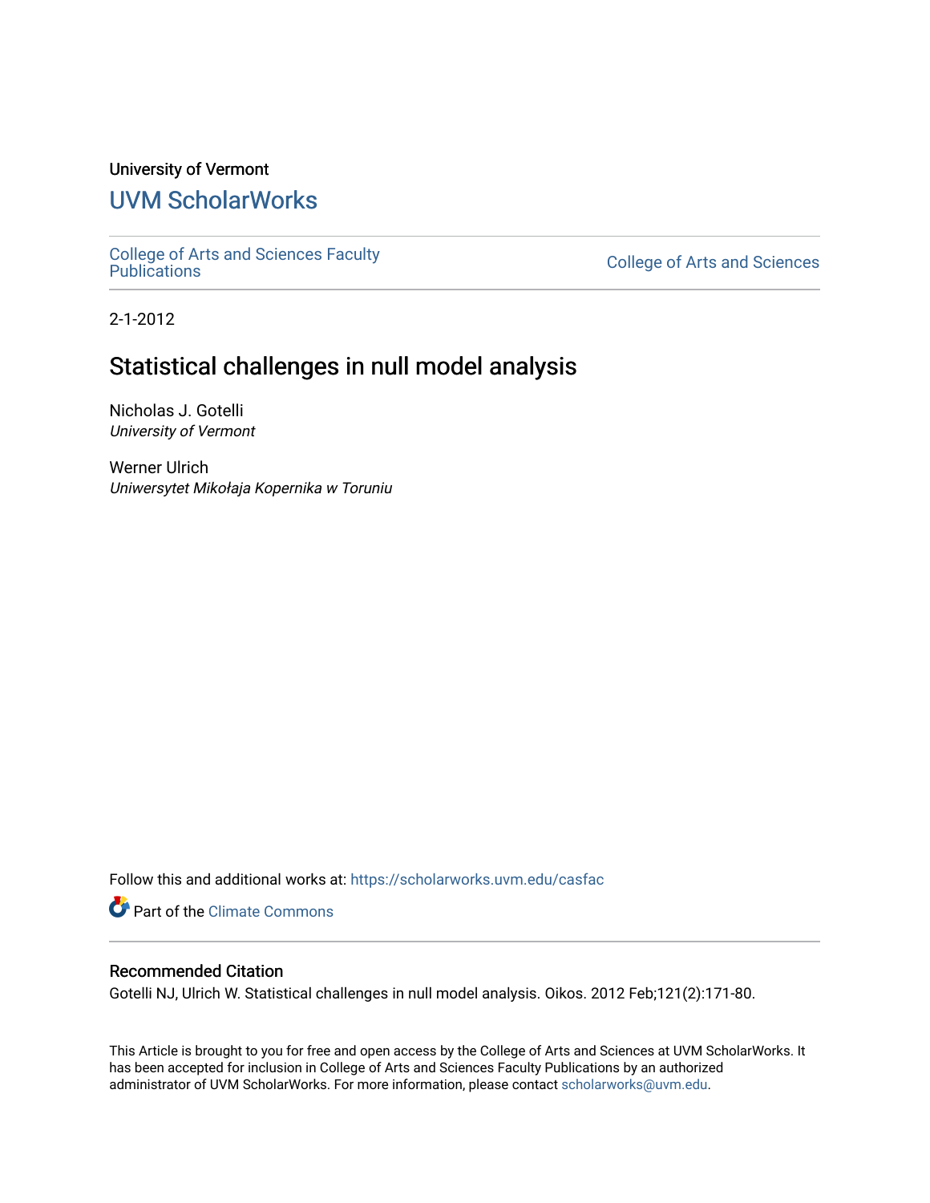University of Vermont

# UVM ScholarWorks

College of Arts and Sciences Faculty Publications

College of Arts and Sciences

2-1-2012

## Statistical challenges in null model analysis

Nicholas J. Gotelli
*University of Vermont*

Werner Ulrich
*Uniwersytet Mikołaja Kopernika w Toruniu*

Follow this and additional works at: https://scholarworks.uvm.edu/casfac

Part of the Climate Commons

### Recommended Citation

Gotelli NJ, Ulrich W. Statistical challenges in null model analysis. Oikos. 2012 Feb;121(2):171-80.

This Article is brought to you for free and open access by the College of Arts and Sciences at UVM ScholarWorks. It has been accepted for inclusion in College of Arts and Sciences Faculty Publications by an authorized administrator of UVM ScholarWorks. For more information, please contact scholarworks@uvm.edu.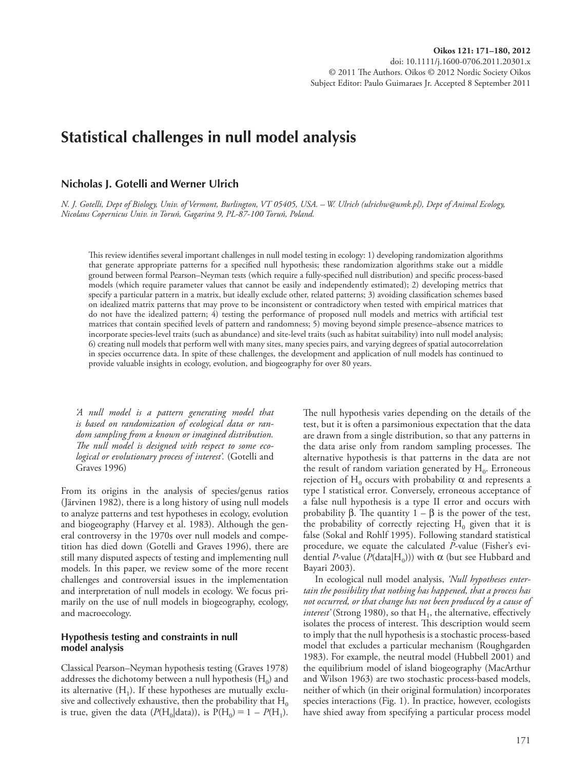# Statistical challenges in null model analysis

**Nicholas J. Gotelli and Werner Ulrich**

*N. J. Gotelli, Dept of Biology, Univ. of Vermont, Burlington, VT 05405, USA. – W. Ulrich (ulrichw@umk.pl), Dept of Animal Ecology, Nicolaus Copernicus Univ. in Toruń, Gagarina 9, PL-87-100 Toruń, Poland.*

This review identifies several important challenges in null model testing in ecology: 1) developing randomization algorithms that generate appropriate patterns for a specified null hypothesis; these randomization algorithms stake out a middle ground between formal Pearson–Neyman tests (which require a fully-specified null distribution) and specific process-based models (which require parameter values that cannot be easily and independently estimated); 2) developing metrics that specify a particular pattern in a matrix, but ideally exclude other, related patterns; 3) avoiding classification schemes based on idealized matrix patterns that may prove to be inconsistent or contradictory when tested with empirical matrices that do not have the idealized pattern; 4) testing the performance of proposed null models and metrics with artificial test matrices that contain specified levels of pattern and randomness; 5) moving beyond simple presence–absence matrices to incorporate species-level traits (such as abundance) and site-level traits (such as habitat suitability) into null model analysis; 6) creating null models that perform well with many sites, many species pairs, and varying degrees of spatial autocorrelation in species occurrence data. In spite of these challenges, the development and application of null models has continued to provide valuable insights in ecology, evolution, and biogeography for over 80 years.

> *'A null model is a pattern generating model that is based on randomization of ecological data or random sampling from a known or imagined distribution. The null model is designed with respect to some ecological or evolutionary process of interest'.* (Gotelli and Graves 1996)

From its origins in the analysis of species/genus ratios (Järvinen 1982), there is a long history of using null models to analyze patterns and test hypotheses in ecology, evolution and biogeography (Harvey et al. 1983). Although the general controversy in the 1970s over null models and competition has died down (Gotelli and Graves 1996), there are still many disputed aspects of testing and implementing null models. In this paper, we review some of the more recent challenges and controversial issues in the implementation and interpretation of null models in ecology. We focus primarily on the use of null models in biogeography, ecology, and macroecology.

## Hypothesis testing and constraints in null model analysis

Classical Pearson–Neyman hypothesis testing (Graves 1978) addresses the dichotomy between a null hypothesis ($H_0$) and its alternative ($H_1$). If these hypotheses are mutually exclusive and collectively exhaustive, then the probability that $H_0$ is true, given the data ($P(H_0|\text{data})$), is $P(H_0) = 1 - P(H_1)$. The null hypothesis varies depending on the details of the test, but it is often a parsimonious expectation that the data are drawn from a single distribution, so that any patterns in the data arise only from random sampling processes. The alternative hypothesis is that patterns in the data are not the result of random variation generated by $H_0$. Erroneous rejection of $H_0$ occurs with probability $\alpha$ and represents a type I statistical error. Conversely, erroneous acceptance of a false null hypothesis is a type II error and occurs with probability $\beta$. The quantity $1 - \beta$ is the power of the test, the probability of correctly rejecting $H_0$ given that it is false (Sokal and Rohlf 1995). Following standard statistical procedure, we equate the calculated *P*-value (Fisher's evidential *P*-value ($P(\text{data}|H_0)$)) with $\alpha$ (but see Hubbard and Bayari 2003).

In ecological null model analysis, *'Null hypotheses entertain the possibility that nothing has happened, that a process has not occurred, or that change has not been produced by a cause of interest'* (Strong 1980), so that $H_1$, the alternative, effectively isolates the process of interest. This description would seem to imply that the null hypothesis is a stochastic process-based model that excludes a particular mechanism (Roughgarden 1983). For example, the neutral model (Hubbell 2001) and the equilibrium model of island biogeography (MacArthur and Wilson 1963) are two stochastic process-based models, neither of which (in their original formulation) incorporates species interactions (Fig. 1). In practice, however, ecologists have shied away from specifying a particular process model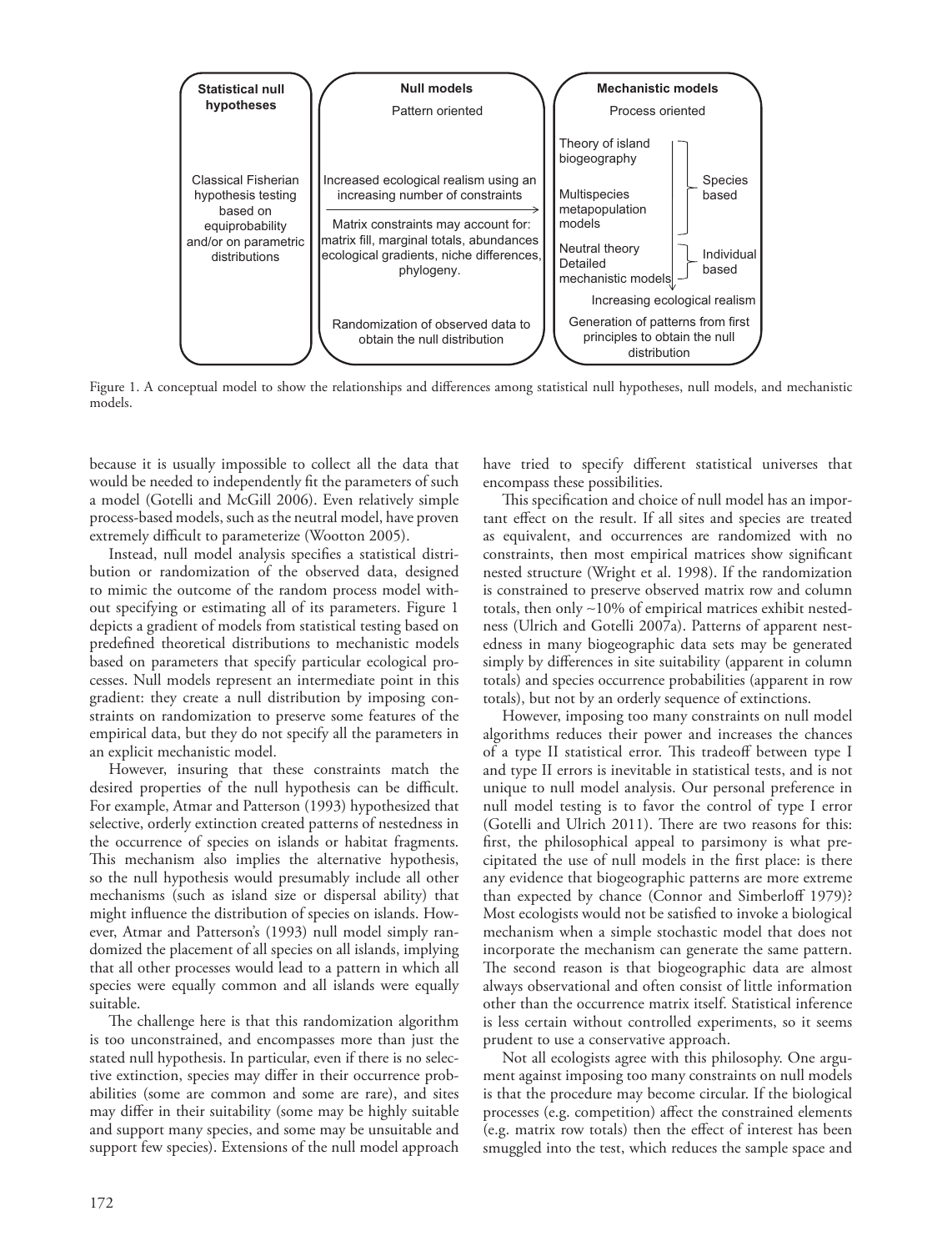Figure 1. A conceptual model to show the relationships and differences among statistical null hypotheses, null models, and mechanistic models.

because it is usually impossible to collect all the data that would be needed to independently fit the parameters of such a model (Gotelli and McGill 2006). Even relatively simple process-based models, such as the neutral model, have proven extremely difficult to parameterize (Wootton 2005).

Instead, null model analysis specifies a statistical distribution or randomization of the observed data, designed to mimic the outcome of the random process model without specifying or estimating all of its parameters. Figure 1 depicts a gradient of models from statistical testing based on predefined theoretical distributions to mechanistic models based on parameters that specify particular ecological processes. Null models represent an intermediate point in this gradient: they create a null distribution by imposing constraints on randomization to preserve some features of the empirical data, but they do not specify all the parameters in an explicit mechanistic model.

However, insuring that these constraints match the desired properties of the null hypothesis can be difficult. For example, Atmar and Patterson (1993) hypothesized that selective, orderly extinction created patterns of nestedness in the occurrence of species on islands or habitat fragments. This mechanism also implies the alternative hypothesis, so the null hypothesis would presumably include all other mechanisms (such as island size or dispersal ability) that might influence the distribution of species on islands. However, Atmar and Patterson's (1993) null model simply randomized the placement of all species on all islands, implying that all other processes would lead to a pattern in which all species were equally common and all islands were equally suitable.

The challenge here is that this randomization algorithm is too unconstrained, and encompasses more than just the stated null hypothesis. In particular, even if there is no selective extinction, species may differ in their occurrence probabilities (some are common and some are rare), and sites may differ in their suitability (some may be highly suitable and support many species, and some may be unsuitable and support few species). Extensions of the null model approach have tried to specify different statistical universes that encompass these possibilities.

This specification and choice of null model has an important effect on the result. If all sites and species are treated as equivalent, and occurrences are randomized with no constraints, then most empirical matrices show significant nested structure (Wright et al. 1998). If the randomization is constrained to preserve observed matrix row and column totals, then only ~10% of empirical matrices exhibit nestedness (Ulrich and Gotelli 2007a). Patterns of apparent nestedness in many biogeographic data sets may be generated simply by differences in site suitability (apparent in column totals) and species occurrence probabilities (apparent in row totals), but not by an orderly sequence of extinctions.

However, imposing too many constraints on null model algorithms reduces their power and increases the chances of a type II statistical error. This tradeoff between type I and type II errors is inevitable in statistical tests, and is not unique to null model analysis. Our personal preference in null model testing is to favor the control of type I error (Gotelli and Ulrich 2011). There are two reasons for this: first, the philosophical appeal to parsimony is what precipitated the use of null models in the first place: is there any evidence that biogeographic patterns are more extreme than expected by chance (Connor and Simberloff 1979)? Most ecologists would not be satisfied to invoke a biological mechanism when a simple stochastic model that does not incorporate the mechanism can generate the same pattern. The second reason is that biogeographic data are almost always observational and often consist of little information other than the occurrence matrix itself. Statistical inference is less certain without controlled experiments, so it seems prudent to use a conservative approach.

Not all ecologists agree with this philosophy. One argument against imposing too many constraints on null models is that the procedure may become circular. If the biological processes (e.g. competition) affect the constrained elements (e.g. matrix row totals) then the effect of interest has been smuggled into the test, which reduces the sample space and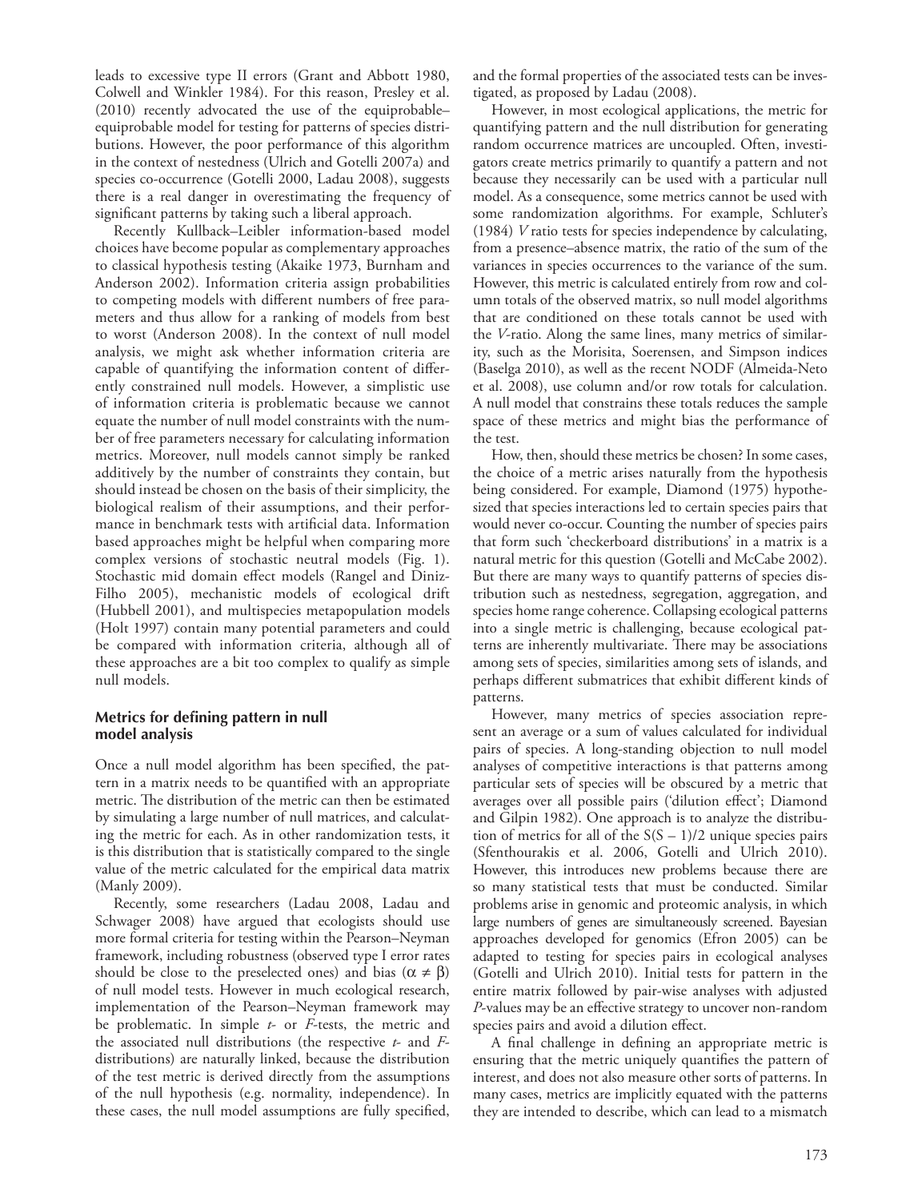leads to excessive type II errors (Grant and Abbott 1980, Colwell and Winkler 1984). For this reason, Presley et al. (2010) recently advocated the use of the equiprobable–equiprobable model for testing for patterns of species distributions. However, the poor performance of this algorithm in the context of nestedness (Ulrich and Gotelli 2007a) and species co-occurrence (Gotelli 2000, Ladau 2008), suggests there is a real danger in overestimating the frequency of significant patterns by taking such a liberal approach.

Recently Kullback–Leibler information-based model choices have become popular as complementary approaches to classical hypothesis testing (Akaike 1973, Burnham and Anderson 2002). Information criteria assign probabilities to competing models with different numbers of free parameters and thus allow for a ranking of models from best to worst (Anderson 2008). In the context of null model analysis, we might ask whether information criteria are capable of quantifying the information content of differently constrained null models. However, a simplistic use of information criteria is problematic because we cannot equate the number of null model constraints with the number of free parameters necessary for calculating information metrics. Moreover, null models cannot simply be ranked additively by the number of constraints they contain, but should instead be chosen on the basis of their simplicity, the biological realism of their assumptions, and their performance in benchmark tests with artificial data. Information based approaches might be helpful when comparing more complex versions of stochastic neutral models (Fig. 1). Stochastic mid domain effect models (Rangel and Diniz-Filho 2005), mechanistic models of ecological drift (Hubbell 2001), and multispecies metapopulation models (Holt 1997) contain many potential parameters and could be compared with information criteria, although all of these approaches are a bit too complex to qualify as simple null models.

## Metrics for defining pattern in null model analysis

Once a null model algorithm has been specified, the pattern in a matrix needs to be quantified with an appropriate metric. The distribution of the metric can then be estimated by simulating a large number of null matrices, and calculating the metric for each. As in other randomization tests, it is this distribution that is statistically compared to the single value of the metric calculated for the empirical data matrix (Manly 2009).

Recently, some researchers (Ladau 2008, Ladau and Schwager 2008) have argued that ecologists should use more formal criteria for testing within the Pearson–Neyman framework, including robustness (observed type I error rates should be close to the preselected ones) and bias ($\alpha \neq \beta$) of null model tests. However in much ecological research, implementation of the Pearson–Neyman framework may be problematic. In simple *t*- or *F*-tests, the metric and the associated null distributions (the respective *t*- and *F*-distributions) are naturally linked, because the distribution of the test metric is derived directly from the assumptions of the null hypothesis (e.g. normality, independence). In these cases, the null model assumptions are fully specified, and the formal properties of the associated tests can be investigated, as proposed by Ladau (2008).

However, in most ecological applications, the metric for quantifying pattern and the null distribution for generating random occurrence matrices are uncoupled. Often, investigators create metrics primarily to quantify a pattern and not because they necessarily can be used with a particular null model. As a consequence, some metrics cannot be used with some randomization algorithms. For example, Schluter's (1984) *V* ratio tests for species independence by calculating, from a presence–absence matrix, the ratio of the sum of the variances in species occurrences to the variance of the sum. However, this metric is calculated entirely from row and column totals of the observed matrix, so null model algorithms that are conditioned on these totals cannot be used with the *V*-ratio. Along the same lines, many metrics of similarity, such as the Morisita, Soerensen, and Simpson indices (Baselga 2010), as well as the recent NODF (Almeida-Neto et al. 2008), use column and/or row totals for calculation. A null model that constrains these totals reduces the sample space of these metrics and might bias the performance of the test.

How, then, should these metrics be chosen? In some cases, the choice of a metric arises naturally from the hypothesis being considered. For example, Diamond (1975) hypothesized that species interactions led to certain species pairs that would never co-occur. Counting the number of species pairs that form such 'checkerboard distributions' in a matrix is a natural metric for this question (Gotelli and McCabe 2002). But there are many ways to quantify patterns of species distribution such as nestedness, segregation, aggregation, and species home range coherence. Collapsing ecological patterns into a single metric is challenging, because ecological patterns are inherently multivariate. There may be associations among sets of species, similarities among sets of islands, and perhaps different submatrices that exhibit different kinds of patterns.

However, many metrics of species association represent an average or a sum of values calculated for individual pairs of species. A long-standing objection to null model analyses of competitive interactions is that patterns among particular sets of species will be obscured by a metric that averages over all possible pairs ('dilution effect'; Diamond and Gilpin 1982). One approach is to analyze the distribution of metrics for all of the $S(S-1)/2$ unique species pairs (Sfenthourakis et al. 2006, Gotelli and Ulrich 2010). However, this introduces new problems because there are so many statistical tests that must be conducted. Similar problems arise in genomic and proteomic analysis, in which large numbers of genes are simultaneously screened. Bayesian approaches developed for genomics (Efron 2005) can be adapted to testing for species pairs in ecological analyses (Gotelli and Ulrich 2010). Initial tests for pattern in the entire matrix followed by pair-wise analyses with adjusted *P*-values may be an effective strategy to uncover non-random species pairs and avoid a dilution effect.

A final challenge in defining an appropriate metric is ensuring that the metric uniquely quantifies the pattern of interest, and does not also measure other sorts of patterns. In many cases, metrics are implicitly equated with the patterns they are intended to describe, which can lead to a mismatch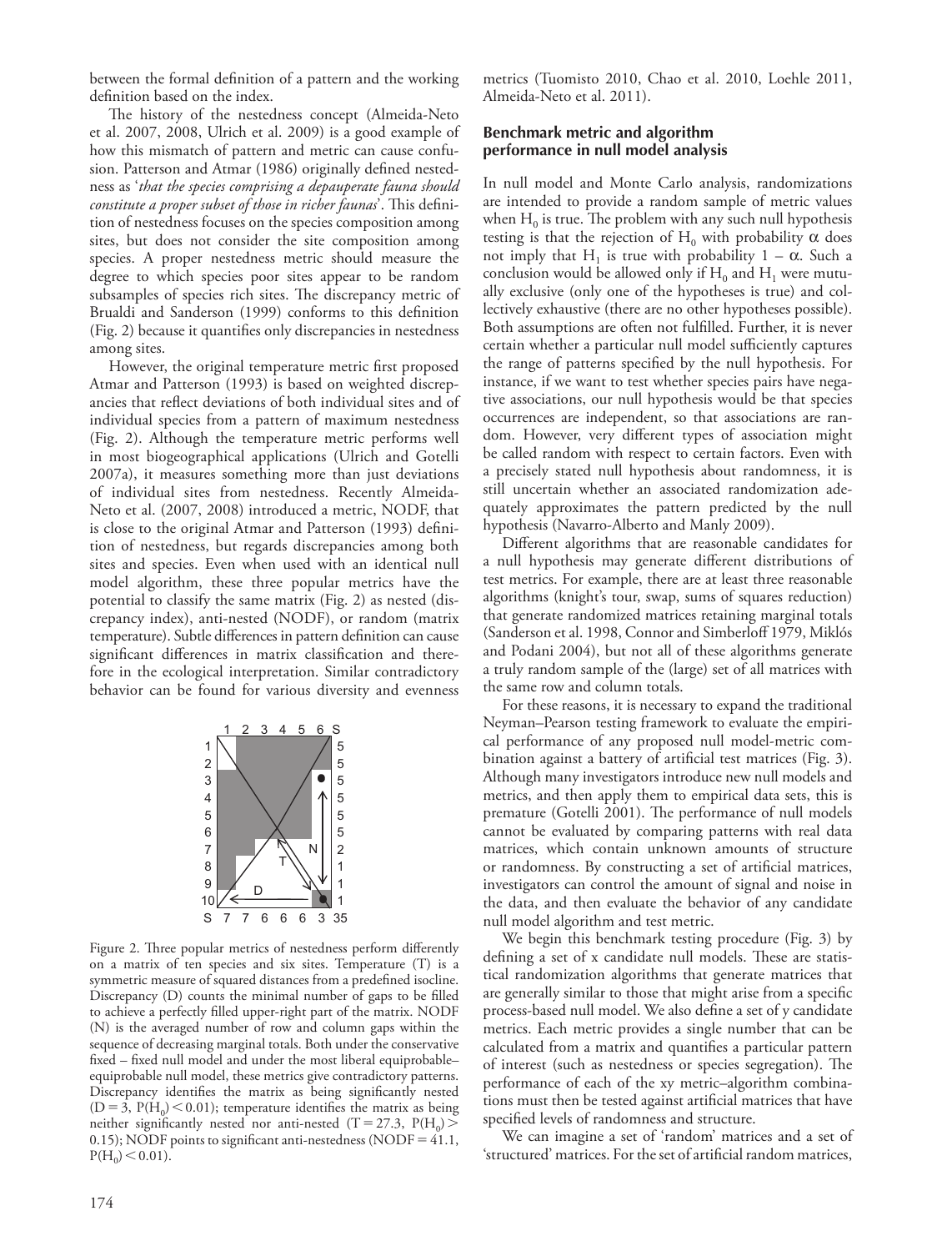between the formal definition of a pattern and the working definition based on the index.

The history of the nestedness concept (Almeida-Neto et al. 2007, 2008, Ulrich et al. 2009) is a good example of how this mismatch of pattern and metric can cause confusion. Patterson and Atmar (1986) originally defined nestedness as '*that the species comprising a depauperate fauna should constitute a proper subset of those in richer faunas*'. This definition of nestedness focuses on the species composition among sites, but does not consider the site composition among species. A proper nestedness metric should measure the degree to which species poor sites appear to be random subsamples of species rich sites. The discrepancy metric of Brualdi and Sanderson (1999) conforms to this definition (Fig. 2) because it quantifies only discrepancies in nestedness among sites.

However, the original temperature metric first proposed Atmar and Patterson (1993) is based on weighted discrepancies that reflect deviations of both individual sites and of individual species from a pattern of maximum nestedness (Fig. 2). Although the temperature metric performs well in most biogeographical applications (Ulrich and Gotelli 2007a), it measures something more than just deviations of individual sites from nestedness. Recently Almeida-Neto et al. (2007, 2008) introduced a metric, NODF, that is close to the original Atmar and Patterson (1993) definition of nestedness, but regards discrepancies among both sites and species. Even when used with an identical null model algorithm, these three popular metrics have the potential to classify the same matrix (Fig. 2) as nested (discrepancy index), anti-nested (NODF), or random (matrix temperature). Subtle differences in pattern definition can cause significant differences in matrix classification and therefore in the ecological interpretation. Similar contradictory behavior can be found for various diversity and evenness metrics (Tuomisto 2010, Chao et al. 2010, Loehle 2011, Almeida-Neto et al. 2011).

Figure 2. Three popular metrics of nestedness perform differently on a matrix of ten species and six sites. Temperature (T) is a symmetric measure of squared distances from a predefined isocline. Discrepancy (D) counts the minimal number of gaps to be filled to achieve a perfectly filled upper-right part of the matrix. NODF (N) is the averaged number of row and column gaps within the sequence of decreasing marginal totals. Both under the conservative fixed – fixed null model and under the most liberal equiprobable–equiprobable null model, these metrics give contradictory patterns. Discrepancy identifies the matrix as being significantly nested ($D = 3$, $P(H_0) < 0.01$); temperature identifies the matrix as being neither significantly nested nor anti-nested ($T = 27.3$, $P(H_0) > 0.15$); NODF points to significant anti-nestedness ($NODF = 41.1$, $P(H_0) < 0.01$).

## Benchmark metric and algorithm performance in null model analysis

In null model and Monte Carlo analysis, randomizations are intended to provide a random sample of metric values when $H_0$ is true. The problem with any such null hypothesis testing is that the rejection of $H_0$ with probability $\alpha$ does not imply that $H_1$ is true with probability $1 - \alpha$. Such a conclusion would be allowed only if $H_0$ and $H_1$ were mutually exclusive (only one of the hypotheses is true) and collectively exhaustive (there are no other hypotheses possible). Both assumptions are often not fulfilled. Further, it is never certain whether a particular null model sufficiently captures the range of patterns specified by the null hypothesis. For instance, if we want to test whether species pairs have negative associations, our null hypothesis would be that species occurrences are independent, so that associations are random. However, very different types of association might be called random with respect to certain factors. Even with a precisely stated null hypothesis about randomness, it is still uncertain whether an associated randomization adequately approximates the pattern predicted by the null hypothesis (Navarro-Alberto and Manly 2009).

Different algorithms that are reasonable candidates for a null hypothesis may generate different distributions of test metrics. For example, there are at least three reasonable algorithms (knight's tour, swap, sums of squares reduction) that generate randomized matrices retaining marginal totals (Sanderson et al. 1998, Connor and Simberloff 1979, Miklós and Podani 2004), but not all of these algorithms generate a truly random sample of the (large) set of all matrices with the same row and column totals.

For these reasons, it is necessary to expand the traditional Neyman–Pearson testing framework to evaluate the empirical performance of any proposed null model-metric combination against a battery of artificial test matrices (Fig. 3). Although many investigators introduce new null models and metrics, and then apply them to empirical data sets, this is premature (Gotelli 2001). The performance of null models cannot be evaluated by comparing patterns with real data matrices, which contain unknown amounts of structure or randomness. By constructing a set of artificial matrices, investigators can control the amount of signal and noise in the data, and then evaluate the behavior of any candidate null model algorithm and test metric.

We begin this benchmark testing procedure (Fig. 3) by defining a set of x candidate null models. These are statistical randomization algorithms that generate matrices that are generally similar to those that might arise from a specific process-based null model. We also define a set of y candidate metrics. Each metric provides a single number that can be calculated from a matrix and quantifies a particular pattern of interest (such as nestedness or species segregation). The performance of each of the xy metric–algorithm combinations must then be tested against artificial matrices that have specified levels of randomness and structure.

We can imagine a set of 'random' matrices and a set of 'structured' matrices. For the set of artificial random matrices,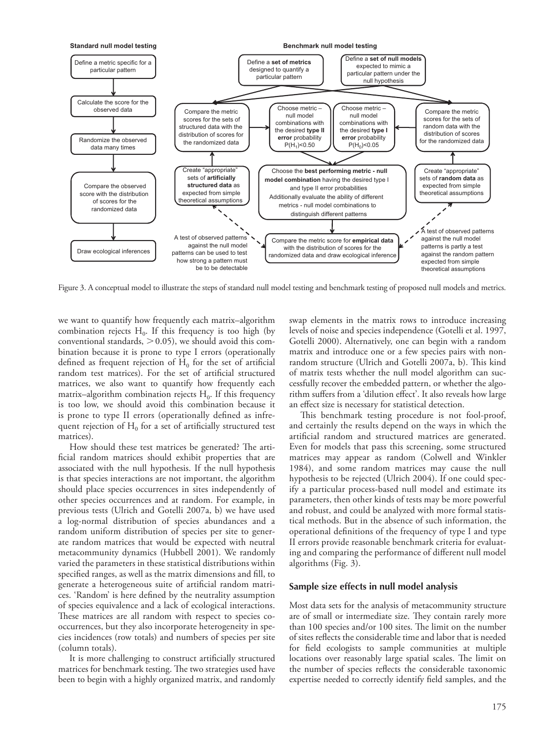Figure 3. A conceptual model to illustrate the steps of standard null model testing and benchmark testing of proposed null models and metrics.

we want to quantify how frequently each matrix–algorithm combination rejects $H_0$. If this frequency is too high (by conventional standards, $> 0.05$), we should avoid this combination because it is prone to type I errors (operationally defined as frequent rejection of $H_0$ for the set of artificial random test matrices). For the set of artificial structured matrices, we also want to quantify how frequently each matrix–algorithm combination rejects $H_0$. If this frequency is too low, we should avoid this combination because it is prone to type II errors (operationally defined as infrequent rejection of $H_0$ for a set of artificially structured test matrices).

How should these test matrices be generated? The artificial random matrices should exhibit properties that are associated with the null hypothesis. If the null hypothesis is that species interactions are not important, the algorithm should place species occurrences in sites independently of other species occurrences and at random. For example, in previous tests (Ulrich and Gotelli 2007a, b) we have used a log-normal distribution of species abundances and a random uniform distribution of species per site to generate random matrices that would be expected with neutral metacommunity dynamics (Hubbell 2001). We randomly varied the parameters in these statistical distributions within specified ranges, as well as the matrix dimensions and fill, to generate a heterogeneous suite of artificial random matrices. 'Random' is here defined by the neutrality assumption of species equivalence and a lack of ecological interactions. These matrices are all random with respect to species co-occurrences, but they also incorporate heterogeneity in species incidences (row totals) and numbers of species per site (column totals).

It is more challenging to construct artificially structured matrices for benchmark testing. The two strategies used have been to begin with a highly organized matrix, and randomly swap elements in the matrix rows to introduce increasing levels of noise and species independence (Gotelli et al. 1997, Gotelli 2000). Alternatively, one can begin with a random matrix and introduce one or a few species pairs with nonrandom structure (Ulrich and Gotelli 2007a, b). This kind of matrix tests whether the null model algorithm can successfully recover the embedded pattern, or whether the algorithm suffers from a 'dilution effect'. It also reveals how large an effect size is necessary for statistical detection.

This benchmark testing procedure is not fool-proof, and certainly the results depend on the ways in which the artificial random and structured matrices are generated. Even for models that pass this screening, some structured matrices may appear as random (Colwell and Winkler 1984), and some random matrices may cause the null hypothesis to be rejected (Ulrich 2004). If one could specify a particular process-based null model and estimate its parameters, then other kinds of tests may be more powerful and robust, and could be analyzed with more formal statistical methods. But in the absence of such information, the operational definitions of the frequency of type I and type II errors provide reasonable benchmark criteria for evaluating and comparing the performance of different null model algorithms (Fig. 3).

## Sample size effects in null model analysis

Most data sets for the analysis of metacommunity structure are of small or intermediate size. They contain rarely more than 100 species and/or 100 sites. The limit on the number of sites reflects the considerable time and labor that is needed for field ecologists to sample communities at multiple locations over reasonably large spatial scales. The limit on the number of species reflects the considerable taxonomic expertise needed to correctly identify field samples, and the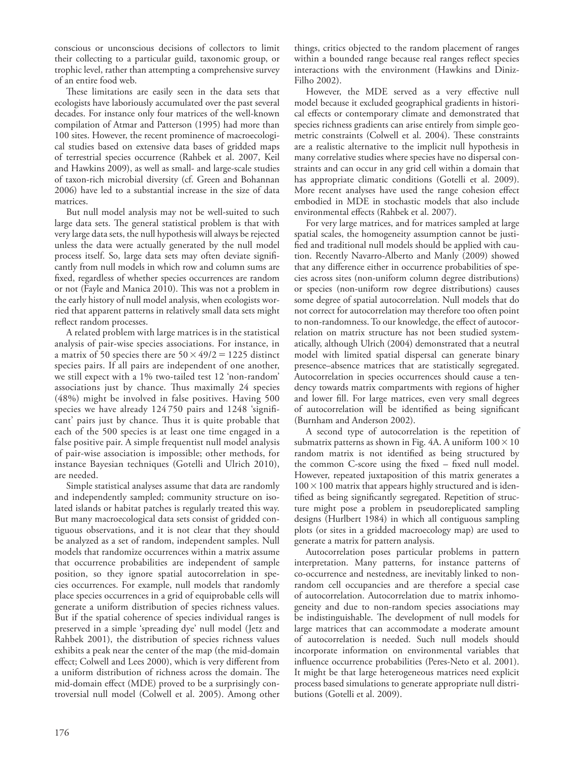conscious or unconscious decisions of collectors to limit their collecting to a particular guild, taxonomic group, or trophic level, rather than attempting a comprehensive survey of an entire food web.

These limitations are easily seen in the data sets that ecologists have laboriously accumulated over the past several decades. For instance only four matrices of the well-known compilation of Atmar and Patterson (1995) had more than 100 sites. However, the recent prominence of macroecological studies based on extensive data bases of gridded maps of terrestrial species occurrence (Rahbek et al. 2007, Keil and Hawkins 2009), as well as small- and large-scale studies of taxon-rich microbial diversity (cf. Green and Bohannan 2006) have led to a substantial increase in the size of data matrices.

But null model analysis may not be well-suited to such large data sets. The general statistical problem is that with very large data sets, the null hypothesis will always be rejected unless the data were actually generated by the null model process itself. So, large data sets may often deviate significantly from null models in which row and column sums are fixed, regardless of whether species occurrences are random or not (Fayle and Manica 2010). This was not a problem in the early history of null model analysis, when ecologists worried that apparent patterns in relatively small data sets might reflect random processes.

A related problem with large matrices is in the statistical analysis of pair-wise species associations. For instance, in a matrix of 50 species there are $50 \times 49/2 = 1225$ distinct species pairs. If all pairs are independent of one another, we still expect with a 1% two-tailed test 12 'non-random' associations just by chance. Thus maximally 24 species (48%) might be involved in false positives. Having 500 species we have already 124 750 pairs and 1248 'significant' pairs just by chance. Thus it is quite probable that each of the 500 species is at least one time engaged in a false positive pair. A simple frequentist null model analysis of pair-wise association is impossible; other methods, for instance Bayesian techniques (Gotelli and Ulrich 2010), are needed.

Simple statistical analyses assume that data are randomly and independently sampled; community structure on isolated islands or habitat patches is regularly treated this way. But many macroecological data sets consist of gridded contiguous observations, and it is not clear that they should be analyzed as a set of random, independent samples. Null models that randomize occurrences within a matrix assume that occurrence probabilities are independent of sample position, so they ignore spatial autocorrelation in species occurrences. For example, null models that randomly place species occurrences in a grid of equiprobable cells will generate a uniform distribution of species richness values. But if the spatial coherence of species individual ranges is preserved in a simple 'spreading dye' null model (Jetz and Rahbek 2001), the distribution of species richness values exhibits a peak near the center of the map (the mid-domain effect; Colwell and Lees 2000), which is very different from a uniform distribution of richness across the domain. The mid-domain effect (MDE) proved to be a surprisingly controversial null model (Colwell et al. 2005). Among other things, critics objected to the random placement of ranges within a bounded range because real ranges reflect species interactions with the environment (Hawkins and Diniz-Filho 2002).

However, the MDE served as a very effective null model because it excluded geographical gradients in historical effects or contemporary climate and demonstrated that species richness gradients can arise entirely from simple geometric constraints (Colwell et al. 2004). These constraints are a realistic alternative to the implicit null hypothesis in many correlative studies where species have no dispersal constraints and can occur in any grid cell within a domain that has appropriate climatic conditions (Gotelli et al. 2009). More recent analyses have used the range cohesion effect embodied in MDE in stochastic models that also include environmental effects (Rahbek et al. 2007).

For very large matrices, and for matrices sampled at large spatial scales, the homogeneity assumption cannot be justified and traditional null models should be applied with caution. Recently Navarro-Alberto and Manly (2009) showed that any difference either in occurrence probabilities of species across sites (non-uniform column degree distributions) or species (non-uniform row degree distributions) causes some degree of spatial autocorrelation. Null models that do not correct for autocorrelation may therefore too often point to non-randomness. To our knowledge, the effect of autocorrelation on matrix structure has not been studied systematically, although Ulrich (2004) demonstrated that a neutral model with limited spatial dispersal can generate binary presence–absence matrices that are statistically segregated. Autocorrelation in species occurrences should cause a tendency towards matrix compartments with regions of higher and lower fill. For large matrices, even very small degrees of autocorrelation will be identified as being significant (Burnham and Anderson 2002).

A second type of autocorrelation is the repetition of submatrix patterns as shown in Fig. 4A. A uniform $100 \times 10$ random matrix is not identified as being structured by the common C-score using the fixed – fixed null model. However, repeated juxtaposition of this matrix generates a $100 \times 100$ matrix that appears highly structured and is identified as being significantly segregated. Repetition of structure might pose a problem in pseudoreplicated sampling designs (Hurlbert 1984) in which all contiguous sampling plots (or sites in a gridded macroecology map) are used to generate a matrix for pattern analysis.

Autocorrelation poses particular problems in pattern interpretation. Many patterns, for instance patterns of co-occurrence and nestedness, are inevitably linked to non-random cell occupancies and are therefore a special case of autocorrelation. Autocorrelation due to matrix inhomogeneity and due to non-random species associations may be indistinguishable. The development of null models for large matrices that can accommodate a moderate amount of autocorrelation is needed. Such null models should incorporate information on environmental variables that influence occurrence probabilities (Peres-Neto et al. 2001). It might be that large heterogeneous matrices need explicit process based simulations to generate appropriate null distributions (Gotelli et al. 2009).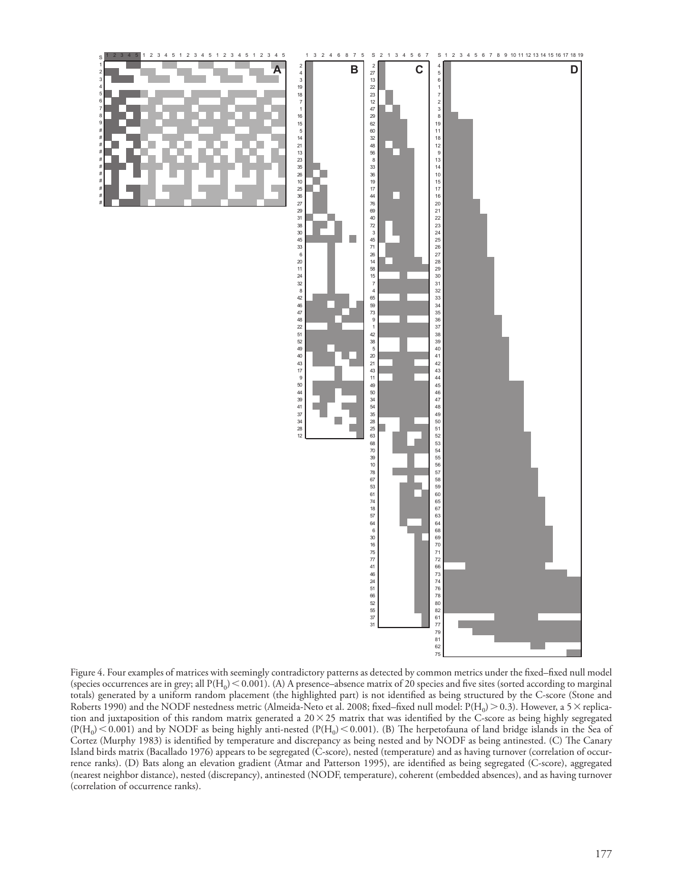Figure 4. Four examples of matrices with seemingly contradictory patterns as detected by common metrics under the fixed–fixed null model (species occurrences are in grey; all $P(H_0) < 0.001$). (A) A presence–absence matrix of 20 species and five sites (sorted according to marginal totals) generated by a uniform random placement (the highlighted part) is not identified as being structured by the C-score (Stone and Roberts 1990) and the NODF nestedness metric (Almeida-Neto et al. 2008; fixed–fixed null model: $P(H_0) > 0.3$). However, a 5 × replication and juxtaposition of this random matrix generated a 20 × 25 matrix that was identified by the C-score as being highly segregated ($P(H_0) < 0.001$) and by NODF as being highly anti-nested ($P(H_0) < 0.001$). (B) The herpetofauna of land bridge islands in the Sea of Cortez (Murphy 1983) is identified by temperature and discrepancy as being nested and by NODF as being antinested. (C) The Canary Island birds matrix (Bacallado 1976) appears to be segregated (C-score), nested (temperature) and as having turnover (correlation of occurrence ranks). (D) Bats along an elevation gradient (Atmar and Patterson 1995), are identified as being segregated (C-score), aggregated (nearest neighbor distance), nested (discrepancy), antinested (NODF, temperature), coherent (embedded absences), and as having turnover (correlation of occurrence ranks).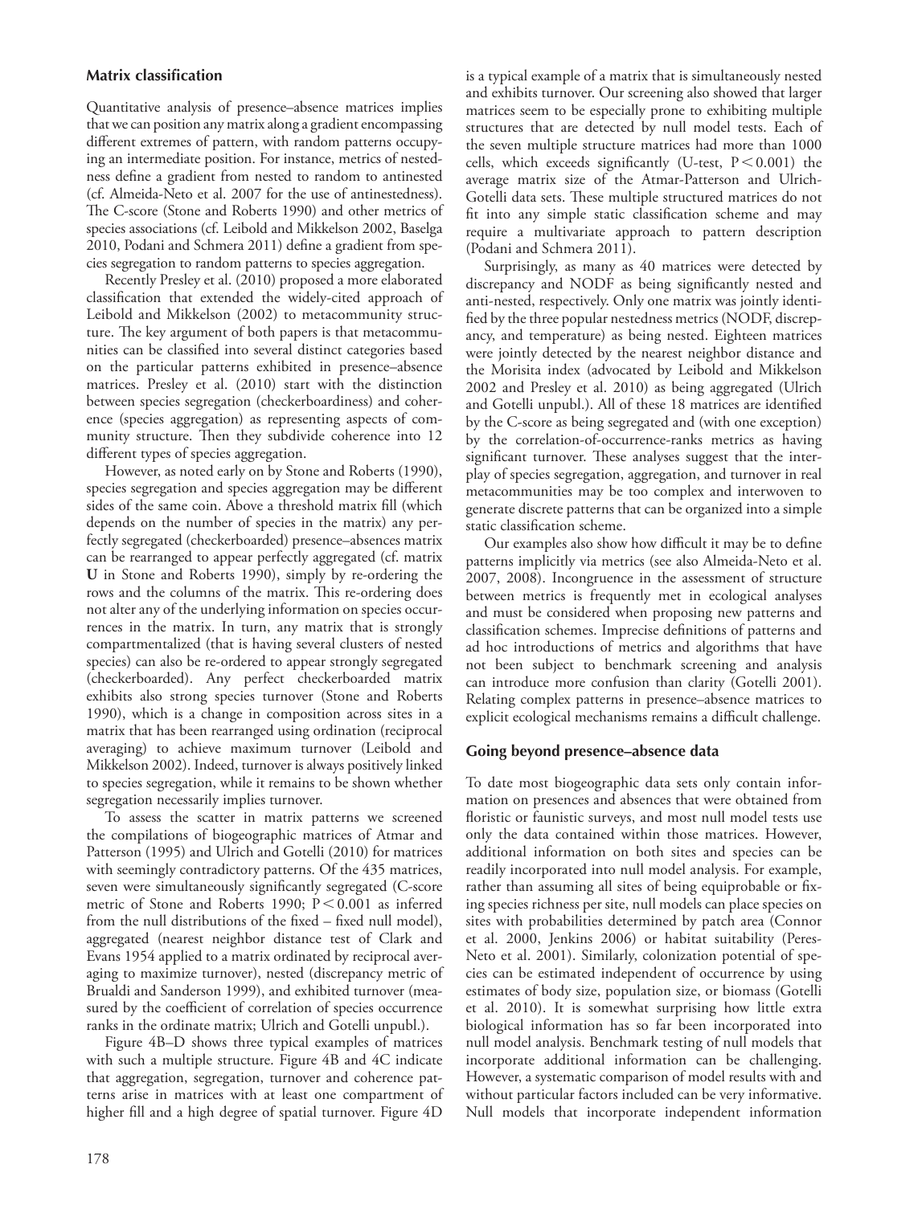### Matrix classification

Quantitative analysis of presence–absence matrices implies that we can position any matrix along a gradient encompassing different extremes of pattern, with random patterns occupying an intermediate position. For instance, metrics of nestedness define a gradient from nested to random to antinested (cf. Almeida-Neto et al. 2007 for the use of antinestedness). The C-score (Stone and Roberts 1990) and other metrics of species associations (cf. Leibold and Mikkelson 2002, Baselga 2010, Podani and Schmera 2011) define a gradient from species segregation to random patterns to species aggregation.

Recently Presley et al. (2010) proposed a more elaborated classification that extended the widely-cited approach of Leibold and Mikkelson (2002) to metacommunity structure. The key argument of both papers is that metacommunities can be classified into several distinct categories based on the particular patterns exhibited in presence–absence matrices. Presley et al. (2010) start with the distinction between species segregation (checkerboardiness) and coherence (species aggregation) as representing aspects of community structure. Then they subdivide coherence into 12 different types of species aggregation.

However, as noted early on by Stone and Roberts (1990), species segregation and species aggregation may be different sides of the same coin. Above a threshold matrix fill (which depends on the number of species in the matrix) any perfectly segregated (checkerboarded) presence–absences matrix can be rearranged to appear perfectly aggregated (cf. matrix **U** in Stone and Roberts 1990), simply by re-ordering the rows and the columns of the matrix. This re-ordering does not alter any of the underlying information on species occurrences in the matrix. In turn, any matrix that is strongly compartmentalized (that is having several clusters of nested species) can also be re-ordered to appear strongly segregated (checkerboarded). Any perfect checkerboarded matrix exhibits also strong species turnover (Stone and Roberts 1990), which is a change in composition across sites in a matrix that has been rearranged using ordination (reciprocal averaging) to achieve maximum turnover (Leibold and Mikkelson 2002). Indeed, turnover is always positively linked to species segregation, while it remains to be shown whether segregation necessarily implies turnover.

To assess the scatter in matrix patterns we screened the compilations of biogeographic matrices of Atmar and Patterson (1995) and Ulrich and Gotelli (2010) for matrices with seemingly contradictory patterns. Of the 435 matrices, seven were simultaneously significantly segregated (C-score metric of Stone and Roberts 1990; $P < 0.001$ as inferred from the null distributions of the fixed – fixed null model), aggregated (nearest neighbor distance test of Clark and Evans 1954 applied to a matrix ordinated by reciprocal averaging to maximize turnover), nested (discrepancy metric of Brualdi and Sanderson 1999), and exhibited turnover (measured by the coefficient of correlation of species occurrence ranks in the ordinate matrix; Ulrich and Gotelli unpubl.).

Figure 4B–D shows three typical examples of matrices with such a multiple structure. Figure 4B and 4C indicate that aggregation, segregation, turnover and coherence patterns arise in matrices with at least one compartment of higher fill and a high degree of spatial turnover. Figure 4D is a typical example of a matrix that is simultaneously nested and exhibits turnover. Our screening also showed that larger matrices seem to be especially prone to exhibiting multiple structures that are detected by null model tests. Each of the seven multiple structure matrices had more than 1000 cells, which exceeds significantly (U-test, $P < 0.001$) the average matrix size of the Atmar-Patterson and Ulrich-Gotelli data sets. These multiple structured matrices do not fit into any simple static classification scheme and may require a multivariate approach to pattern description (Podani and Schmera 2011).

Surprisingly, as many as 40 matrices were detected by discrepancy and NODF as being significantly nested and anti-nested, respectively. Only one matrix was jointly identified by the three popular nestedness metrics (NODF, discrepancy, and temperature) as being nested. Eighteen matrices were jointly detected by the nearest neighbor distance and the Morisita index (advocated by Leibold and Mikkelson 2002 and Presley et al. 2010) as being aggregated (Ulrich and Gotelli unpubl.). All of these 18 matrices are identified by the C-score as being segregated and (with one exception) by the correlation-of-occurrence-ranks metrics as having significant turnover. These analyses suggest that the interplay of species segregation, aggregation, and turnover in real metacommunities may be too complex and interwoven to generate discrete patterns that can be organized into a simple static classification scheme.

Our examples also show how difficult it may be to define patterns implicitly via metrics (see also Almeida-Neto et al. 2007, 2008). Incongruence in the assessment of structure between metrics is frequently met in ecological analyses and must be considered when proposing new patterns and classification schemes. Imprecise definitions of patterns and ad hoc introductions of metrics and algorithms that have not been subject to benchmark screening and analysis can introduce more confusion than clarity (Gotelli 2001). Relating complex patterns in presence–absence matrices to explicit ecological mechanisms remains a difficult challenge.

### Going beyond presence–absence data

To date most biogeographic data sets only contain information on presences and absences that were obtained from floristic or faunistic surveys, and most null model tests use only the data contained within those matrices. However, additional information on both sites and species can be readily incorporated into null model analysis. For example, rather than assuming all sites of being equiprobable or fixing species richness per site, null models can place species on sites with probabilities determined by patch area (Connor et al. 2000, Jenkins 2006) or habitat suitability (Peres-Neto et al. 2001). Similarly, colonization potential of species can be estimated independent of occurrence by using estimates of body size, population size, or biomass (Gotelli et al. 2010). It is somewhat surprising how little extra biological information has so far been incorporated into null model analysis. Benchmark testing of null models that incorporate additional information can be challenging. However, a systematic comparison of model results with and without particular factors included can be very informative. Null models that incorporate independent information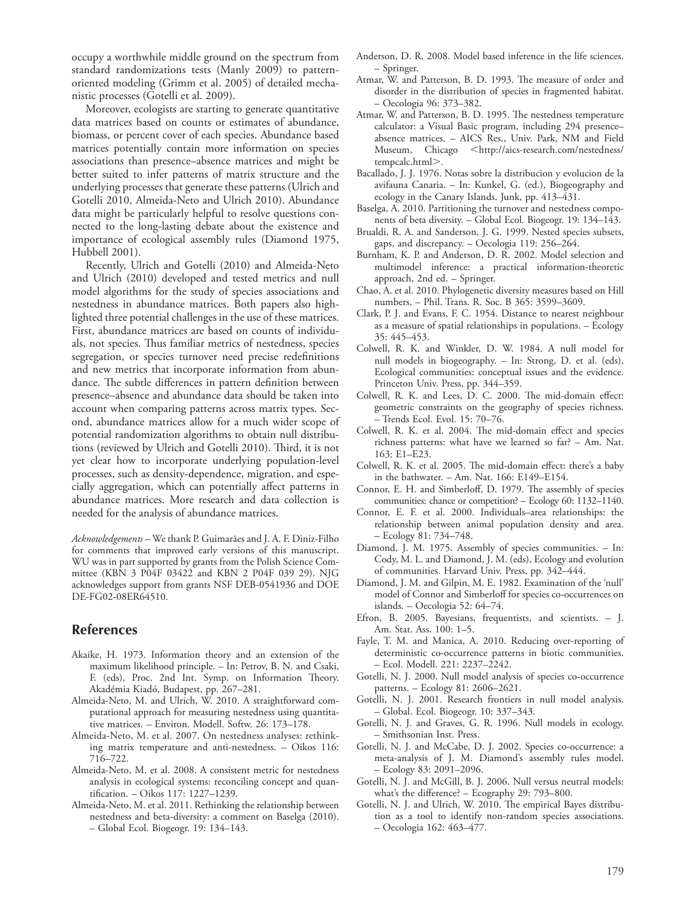occupy a worthwhile middle ground on the spectrum from standard randomizations tests (Manly 2009) to pattern-oriented modeling (Grimm et al. 2005) of detailed mechanistic processes (Gotelli et al. 2009).

Moreover, ecologists are starting to generate quantitative data matrices based on counts or estimates of abundance, biomass, or percent cover of each species. Abundance based matrices potentially contain more information on species associations than presence–absence matrices and might be better suited to infer patterns of matrix structure and the underlying processes that generate these patterns (Ulrich and Gotelli 2010, Almeida-Neto and Ulrich 2010). Abundance data might be particularly helpful to resolve questions connected to the long-lasting debate about the existence and importance of ecological assembly rules (Diamond 1975, Hubbell 2001).

Recently, Ulrich and Gotelli (2010) and Almeida-Neto and Ulrich (2010) developed and tested metrics and null model algorithms for the study of species associations and nestedness in abundance matrices. Both papers also highlighted three potential challenges in the use of these matrices. First, abundance matrices are based on counts of individuals, not species. Thus familiar metrics of nestedness, species segregation, or species turnover need precise redefinitions and new metrics that incorporate information from abundance. The subtle differences in pattern definition between presence–absence and abundance data should be taken into account when comparing patterns across matrix types. Second, abundance matrices allow for a much wider scope of potential randomization algorithms to obtain null distributions (reviewed by Ulrich and Gotelli 2010). Third, it is not yet clear how to incorporate underlying population-level processes, such as density-dependence, migration, and especially aggregation, which can potentially affect patterns in abundance matrices. More research and data collection is needed for the analysis of abundance matrices.

*Acknowledgements* – We thank P. Guimarães and J. A. F. Diniz-Filho for comments that improved early versions of this manuscript. WU was in part supported by grants from the Polish Science Committee (KBN 3 P04F 03422 and KBN 2 P04F 039 29). NJG acknowledges support from grants NSF DEB-0541936 and DOE DE-FG02-08ER64510.

## References

Akaike, H. 1973. Information theory and an extension of the maximum likelihood principle. – In: Petrov, B. N. and Csaki, F. (eds), Proc. 2nd Int. Symp. on Information Theory. Akadémia Kiadó, Budapest, pp. 267–281.

Almeida-Neto, M. and Ulrich, W. 2010. A straightforward computational approach for measuring nestedness using quantitative matrices. – Environ. Modell. Softw. 26: 173–178.

Almeida-Neto, M. et al. 2007. On nestedness analyses: rethinking matrix temperature and anti-nestedness. – Oikos 116: 716–722.

Almeida-Neto, M. et al. 2008. A consistent metric for nestedness analysis in ecological systems: reconciling concept and quantification. – Oikos 117: 1227–1239.

Almeida-Neto, M. et al. 2011. Rethinking the relationship between nestedness and beta-diversity: a comment on Baselga (2010). – Global Ecol. Biogeogr. 19: 134–143.

Anderson, D. R. 2008. Model based inference in the life sciences. – Springer.

Atmar, W. and Patterson, B. D. 1993. The measure of order and disorder in the distribution of species in fragmented habitat. – Oecologia 96: 373–382.

Atmar, W. and Patterson, B. D. 1995. The nestedness temperature calculator: a Visual Basic program, including 294 presence–absence matrices. – AICS Res., Univ. Park, NM and Field Museum, Chicago <http://aics-research.com/nestedness/tempcalc.html>.

Bacallado, J. J. 1976. Notas sobre la distribucion y evolucion de la avifauna Canaria. – In: Kunkel, G. (ed.), Biogeography and ecology in the Canary Islands. Junk, pp. 413–431.

Baselga, A. 2010. Partitioning the turnover and nestedness components of beta diversity. – Global Ecol. Biogeogr. 19: 134–143.

Brualdi, R. A. and Sanderson, J. G. 1999. Nested species subsets, gaps, and discrepancy. – Oecologia 119: 256–264.

Burnham, K. P. and Anderson, D. R. 2002. Model selection and multimodel inference: a practical information-theoretic approach, 2nd ed. – Springer.

Chao, A. et al. 2010. Phylogenetic diversity measures based on Hill numbers. – Phil. Trans. R. Soc. B 365: 3599–3609.

Clark, P. J. and Evans, F. C. 1954. Distance to nearest neighbour as a measure of spatial relationships in populations. – Ecology 35: 445–453.

Colwell, R. K. and Winkler, D. W. 1984. A null model for null models in biogeography. – In: Strong, D. et al. (eds), Ecological communities: conceptual issues and the evidence. Princeton Univ. Press, pp. 344–359.

Colwell, R. K. and Lees, D. C. 2000. The mid-domain effect: geometric constraints on the geography of species richness. – Trends Ecol. Evol. 15: 70–76.

Colwell, R. K. et al. 2004. The mid-domain effect and species richness patterns: what have we learned so far? – Am. Nat. 163: E1–E23.

Colwell, R. K. et al. 2005. The mid-domain effect: there's a baby in the bathwater. – Am. Nat. 166: E149–E154.

Connor, E. H. and Simberloff, D. 1979. The assembly of species communities: chance or competition? – Ecology 60: 1132–1140.

Connor, E. F. et al. 2000. Individuals–area relationships: the relationship between animal population density and area. – Ecology 81: 734–748.

Diamond, J. M. 1975. Assembly of species communities. – In: Cody, M. L. and Diamond, J. M. (eds), Ecology and evolution of communities. Harvard Univ. Press, pp. 342–444.

Diamond, J. M. and Gilpin, M. E. 1982. Examination of the 'null' model of Connor and Simberloff for species co-occurrences on islands. – Oecologia 52: 64–74.

Efron, B. 2005. Bayesians, frequentists, and scientists. – J. Am. Stat. Ass. 100: 1–5.

Fayle, T. M. and Manica, A. 2010. Reducing over-reporting of deterministic co-occurrence patterns in biotic communities. – Ecol. Modell. 221: 2237–2242.

Gotelli, N. J. 2000. Null model analysis of species co-occurrence patterns. – Ecology 81: 2606–2621.

Gotelli, N. J. 2001. Research frontiers in null model analysis. – Global. Ecol. Biogeogr. 10: 337–343.

Gotelli, N. J. and Graves, G. R. 1996. Null models in ecology. – Smithsonian Inst. Press.

Gotelli, N. J. and McCabe, D. J. 2002. Species co-occurrence: a meta-analysis of J. M. Diamond's assembly rules model. – Ecology 83: 2091–2096.

Gotelli, N. J. and McGill, B. J. 2006. Null versus neutral models: what's the difference? – Ecography 29: 793–800.

Gotelli, N. J. and Ulrich, W. 2010. The empirical Bayes distribution as a tool to identify non-random species associations. – Oecologia 162: 463–477.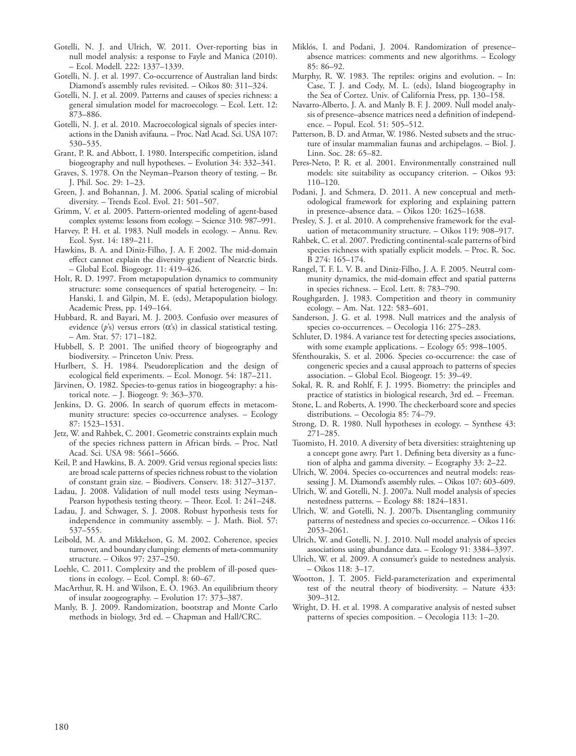Gotelli, N. J. and Ulrich, W. 2011. Over-reporting bias in null model analysis: a response to Fayle and Manica (2010). – Ecol. Modell. 222: 1337–1339.

Gotelli, N. J. et al. 1997. Co-occurrence of Australian land birds: Diamond's assembly rules revisited. – Oikos 80: 311–324.

Gotelli, N. J. et al. 2009. Patterns and causes of species richness: a general simulation model for macroecology. – Ecol. Lett. 12: 873–886.

Gotelli, N. J. et al. 2010. Macroecological signals of species interactions in the Danish avifauna. – Proc. Natl Acad. Sci. USA 107: 530–535.

Grant, P. R. and Abbott, I. 1980. Interspecific competition, island biogeography and null hypotheses. – Evolution 34: 332–341.

Graves, S. 1978. On the Neyman–Pearson theory of testing. – Br. J. Phil. Soc. 29: 1–23.

Green, J. and Bohannan, J. M. 2006. Spatial scaling of microbial diversity. – Trends Ecol. Evol. 21: 501–507.

Grimm, V. et al. 2005. Pattern-oriented modeling of agent-based complex systems: lessons from ecology. – Science 310: 987–991.

Harvey, P. H. et al. 1983. Null models in ecology. – Annu. Rev. Ecol. Syst. 14: 189–211.

Hawkins, B. A. and Diniz-Filho, J. A. F. 2002. The mid-domain effect cannot explain the diversity gradient of Nearctic birds. – Global Ecol. Biogeogr. 11: 419–426.

Holt, R. D. 1997. From metapopulation dynamics to community structure: some consequences of spatial heterogeneity. – In: Hanski, I. and Gilpin, M. E. (eds), Metapopulation biology. Academic Press, pp. 149–164.

Hubbard, R. and Bayari, M. J. 2003. Confusio over measures of evidence (*p*'s) versus errors (α's) in classical statistical testing. – Am. Stat. 57: 171–182.

Hubbell, S. P. 2001. The unified theory of biogeography and biodiversity. – Princeton Univ. Press.

Hurlbert, S. H. 1984. Pseudoreplication and the design of ecological field experiments. – Ecol. Monogr. 54: 187–211.

Järvinen, O. 1982. Species-to-genus ratios in biogeography: a historical note. – J. Biogeogr. 9: 363–370.

Jenkins, D. G. 2006. In search of quorum effects in metacommunity structure: species co-occurrence analyses. – Ecology 87: 1523–1531.

Jetz, W. and Rahbek, C. 2001. Geometric constraints explain much of the species richness pattern in African birds. – Proc. Natl Acad. Sci. USA 98: 5661–5666.

Keil, P. and Hawkins, B. A. 2009. Grid versus regional species lists: are broad scale patterns of species richness robust to the violation of constant grain size. – Biodivers. Conserv. 18: 3127–3137.

Ladau, J. 2008. Validation of null model tests using Neyman–Pearson hypothesis testing theory. – Theor. Ecol. 1: 241–248.

Ladau, J. and Schwager, S. J. 2008. Robust hypothesis tests for independence in community assembly. – J. Math. Biol. 57: 537–555.

Leibold, M. A. and Mikkelson, G. M. 2002. Coherence, species turnover, and boundary clumping: elements of meta-community structure. – Oikos 97: 237–250.

Loehle, C. 2011. Complexity and the problem of ill-posed questions in ecology. – Ecol. Compl. 8: 60–67.

MacArthur, R. H. and Wilson, E. O. 1963. An equilibrium theory of insular zoogeography. – Evolution 17: 373–387.

Manly, B. J. 2009. Randomization, bootstrap and Monte Carlo methods in biology, 3rd ed. – Chapman and Hall/CRC.

Miklós, I. and Podani, J. 2004. Randomization of presence–absence matrices: comments and new algorithms. – Ecology 85: 86–92.

Murphy, R. W. 1983. The reptiles: origins and evolution. – In: Case, T. J. and Cody, M. L. (eds), Island biogeography in the Sea of Cortez. Univ. of California Press, pp. 130–158.

Navarro-Alberto, J. A. and Manly B. F. J. 2009. Null model analysis of presence–absence matrices need a definition of independence. – Popul. Ecol. 51: 505–512.

Patterson, B. D. and Atmar, W. 1986. Nested subsets and the structure of insular mammalian faunas and archipelagos. – Biol. J. Linn. Soc. 28: 65–82.

Peres-Neto, P. R. et al. 2001. Environmentally constrained null models: site suitability as occupancy criterion. – Oikos 93: 110–120.

Podani, J. and Schmera, D. 2011. A new conceptual and methodological framework for exploring and explaining pattern in presence–absence data. – Oikos 120: 1625–1638.

Presley, S. J. et al. 2010. A comprehensive framework for the evaluation of metacommunity structure. – Oikos 119: 908–917.

Rahbek, C. et al. 2007. Predicting continental-scale patterns of bird species richness with spatially explicit models. – Proc. R. Soc. B 274: 165–174.

Rangel, T. F. L. V. B. and Diniz-Filho, J. A. F. 2005. Neutral community dynamics, the mid-domain effect and spatial patterns in species richness. – Ecol. Lett. 8: 783–790.

Roughgarden, J. 1983. Competition and theory in community ecology. – Am. Nat. 122: 583–601.

Sanderson, J. G. et al. 1998. Null matrices and the analysis of species co-occurrences. – Oecologia 116: 275–283.

Schluter, D. 1984. A variance test for detecting species associations, with some example applications. – Ecology 65: 998–1005.

Sfenthourakis, S. et al. 2006. Species co-occurrence: the case of congeneric species and a causal approach to patterns of species association. – Global Ecol. Biogeogr. 15: 39–49.

Sokal, R. R. and Rohlf, F. J. 1995. Biometry: the principles and practice of statistics in biological research, 3rd ed. – Freeman.

Stone, L. and Roberts, A. 1990. The checkerboard score and species distributions. – Oecologia 85: 74–79.

Strong, D. R. 1980. Null hypotheses in ecology. – Synthese 43: 271–285.

Tuomisto, H. 2010. A diversity of beta diversities: straightening up a concept gone awry. Part 1. Defining beta diversity as a function of alpha and gamma diversity. – Ecography 33: 2–22.

Ulrich, W. 2004. Species co-occurrences and neutral models: reassessing J. M. Diamond's assembly rules. – Oikos 107: 603–609.

Ulrich, W. and Gotelli, N. J. 2007a. Null model analysis of species nestedness patterns. – Ecology 88: 1824–1831.

Ulrich, W. and Gotelli, N. J. 2007b. Disentangling community patterns of nestedness and species co-occurrence. – Oikos 116: 2053–2061.

Ulrich, W. and Gotelli, N. J. 2010. Null model analysis of species associations using abundance data. – Ecology 91: 3384–3397.

Ulrich, W. et al. 2009. A consumer's guide to nestedness analysis. – Oikos 118: 3–17.

Wootton, J. T. 2005. Field-parameterization and experimental test of the neutral theory of biodiversity. – Nature 433: 309–312.

Wright, D. H. et al. 1998. A comparative analysis of nested subset patterns of species composition. – Oecologia 113: 1–20.